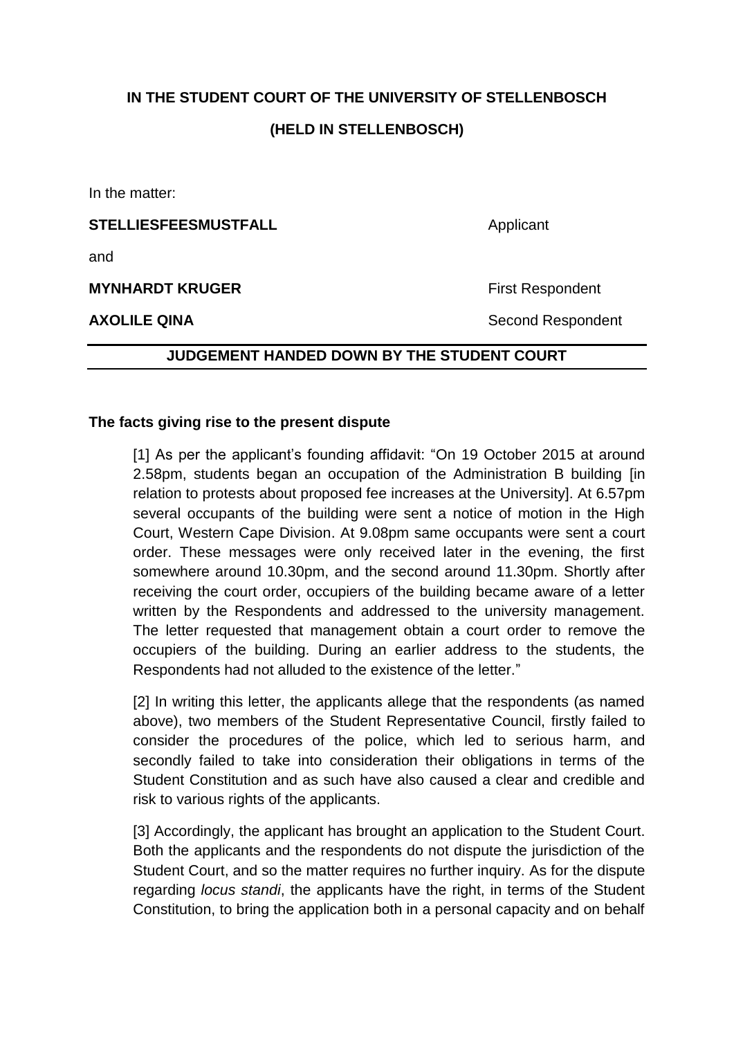**IN THE STUDENT COURT OF THE UNIVERSITY OF STELLENBOSCH**

**(HELD IN STELLENBOSCH)**

In the matter:

**STELLIESFEESMUSTFALL** Applicant

and

**MYNHARDT KRUGER** First Respondent

**AXOLILE QINA** Second Respondent

**JUDGEMENT HANDED DOWN BY THE STUDENT COURT**

**The facts giving rise to the present dispute**

[1] As per the applicant's founding affidavit: "On 19 October 2015 at around 2.58pm, students began an occupation of the Administration B building [in relation to protests about proposed fee increases at the University]. At 6.57pm several occupants of the building were sent a notice of motion in the High Court, Western Cape Division. At 9.08pm same occupants were sent a court order. These messages were only received later in the evening, the first somewhere around 10.30pm, and the second around 11.30pm. Shortly after receiving the court order, occupiers of the building became aware of a letter written by the Respondents and addressed to the university management. The letter requested that management obtain a court order to remove the occupiers of the building. During an earlier address to the students, the Respondents had not alluded to the existence of the letter."

[2] In writing this letter, the applicants allege that the respondents (as named above), two members of the Student Representative Council, firstly failed to consider the procedures of the police, which led to serious harm, and secondly failed to take into consideration their obligations in terms of the Student Constitution and as such have also caused a clear and credible and risk to various rights of the applicants.

[3] Accordingly, the applicant has brought an application to the Student Court. Both the applicants and the respondents do not dispute the jurisdiction of the Student Court, and so the matter requires no further inquiry. As for the dispute regarding *locus standi*, the applicants have the right, in terms of the Student Constitution, to bring the application both in a personal capacity and on behalf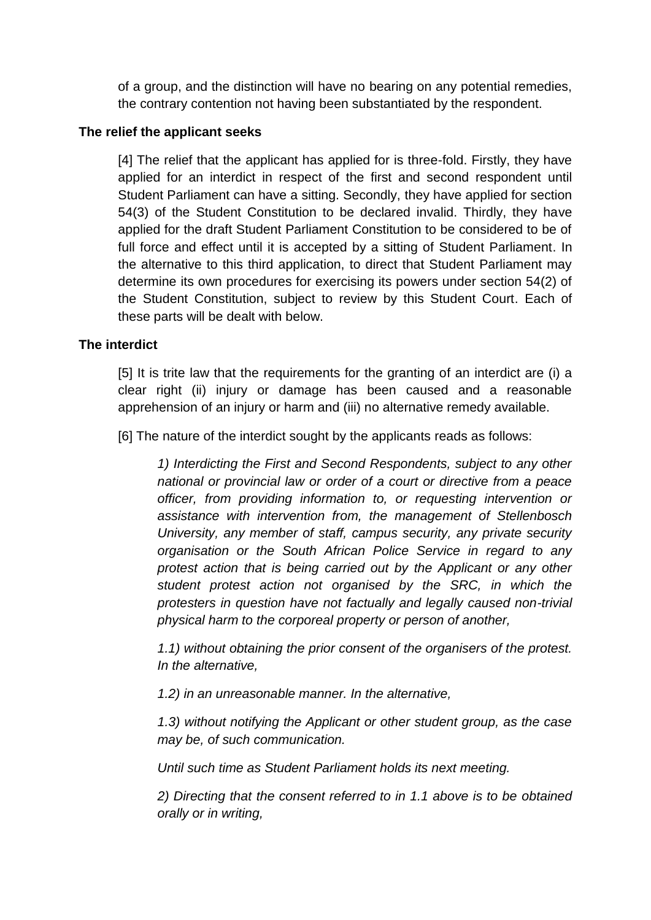of a group, and the distinction will have no bearing on any potential remedies, the contrary contention not having been substantiated by the respondent.

**The relief the applicant seeks**

[4] The relief that the applicant has applied for is three-fold. Firstly, they have applied for an interdict in respect of the first and second respondent until Student Parliament can have a sitting. Secondly, they have applied for section 54(3) of the Student Constitution to be declared invalid. Thirdly, they have applied for the draft Student Parliament Constitution to be considered to be of full force and effect until it is accepted by a sitting of Student Parliament. In the alternative to this third application, to direct that Student Parliament may determine its own procedures for exercising its powers under section 54(2) of the Student Constitution, subject to review by this Student Court. Each of these parts will be dealt with below.

**The interdict**

[5] It is trite law that the requirements for the granting of an interdict are (i) a clear right (ii) injury or damage has been caused and a reasonable apprehension of an injury or harm and (iii) no alternative remedy available.

[6] The nature of the interdict sought by the applicants reads as follows:

*1) Interdicting the First and Second Respondents, subject to any other national or provincial law or order of a court or directive from a peace officer, from providing information to, or requesting intervention or assistance with intervention from, the management of Stellenbosch University, any member of staff, campus security, any private security organisation or the South African Police Service in regard to any protest action that is being carried out by the Applicant or any other student protest action not organised by the SRC, in which the protesters in question have not factually and legally caused non-trivial physical harm to the corporeal property or person of another,*

*1.1) without obtaining the prior consent of the organisers of the protest. In the alternative,*

*1.2) in an unreasonable manner. In the alternative,*

*1.3) without notifying the Applicant or other student group, as the case may be, of such communication.*

*Until such time as Student Parliament holds its next meeting.*

*2) Directing that the consent referred to in 1.1 above is to be obtained orally or in writing,*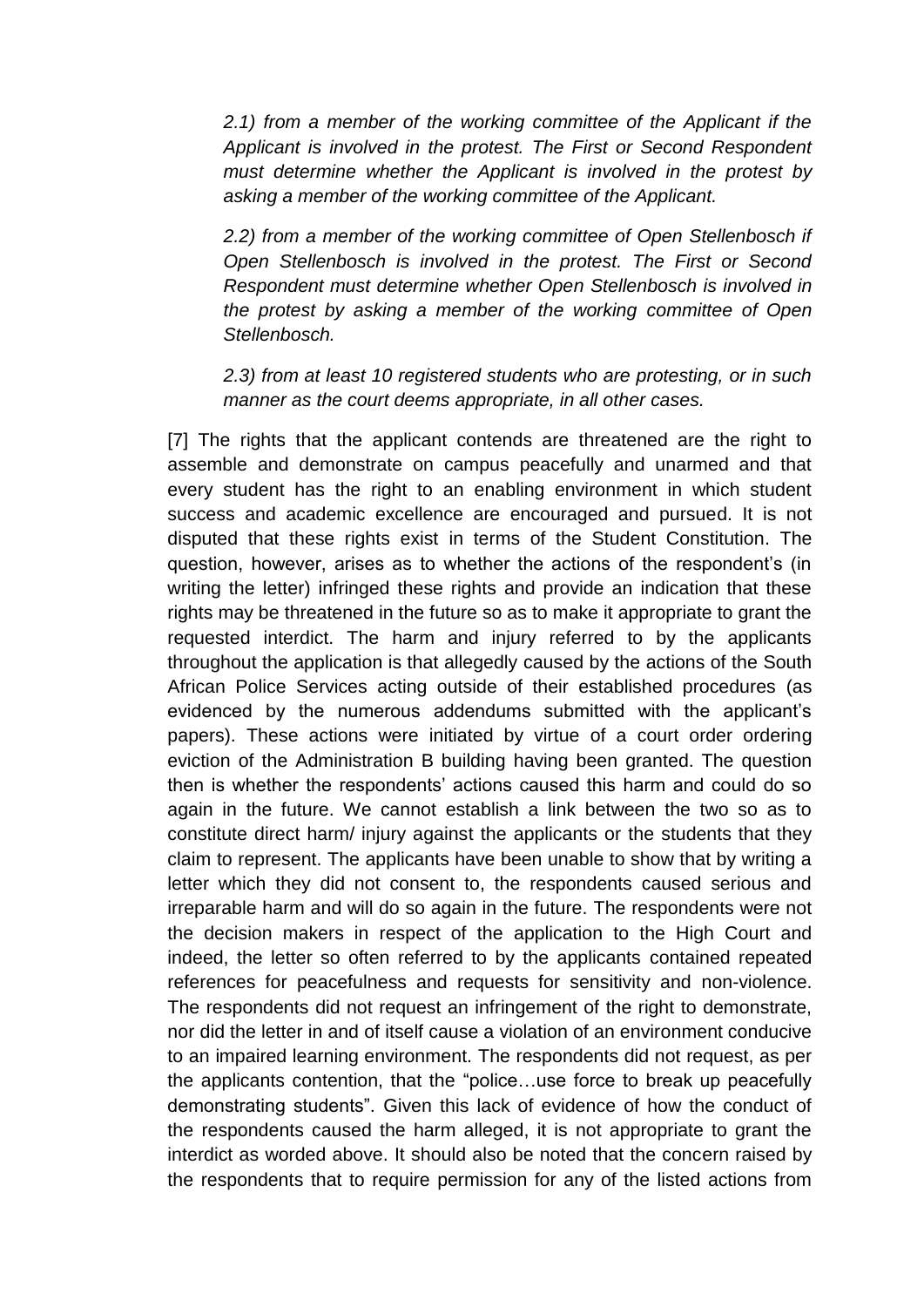*2.1) from a member of the working committee of the Applicant if the Applicant is involved in the protest. The First or Second Respondent must determine whether the Applicant is involved in the protest by asking a member of the working committee of the Applicant.*

*2.2) from a member of the working committee of Open Stellenbosch if Open Stellenbosch is involved in the protest. The First or Second Respondent must determine whether Open Stellenbosch is involved in the protest by asking a member of the working committee of Open Stellenbosch.*

*2.3) from at least 10 registered students who are protesting, or in such manner as the court deems appropriate, in all other cases.*

[7] The rights that the applicant contends are threatened are the right to assemble and demonstrate on campus peacefully and unarmed and that every student has the right to an enabling environment in which student success and academic excellence are encouraged and pursued. It is not disputed that these rights exist in terms of the Student Constitution. The question, however, arises as to whether the actions of the respondent's (in writing the letter) infringed these rights and provide an indication that these rights may be threatened in the future so as to make it appropriate to grant the requested interdict. The harm and injury referred to by the applicants throughout the application is that allegedly caused by the actions of the South African Police Services acting outside of their established procedures (as evidenced by the numerous addendums submitted with the applicant's papers). These actions were initiated by virtue of a court order ordering eviction of the Administration B building having been granted. The question then is whether the respondents' actions caused this harm and could do so again in the future. We cannot establish a link between the two so as to constitute direct harm/ injury against the applicants or the students that they claim to represent. The applicants have been unable to show that by writing a letter which they did not consent to, the respondents caused serious and irreparable harm and will do so again in the future. The respondents were not the decision makers in respect of the application to the High Court and indeed, the letter so often referred to by the applicants contained repeated references for peacefulness and requests for sensitivity and non-violence. The respondents did not request an infringement of the right to demonstrate, nor did the letter in and of itself cause a violation of an environment conducive to an impaired learning environment. The respondents did not request, as per the applicants contention, that the "police…use force to break up peacefully demonstrating students". Given this lack of evidence of how the conduct of the respondents caused the harm alleged, it is not appropriate to grant the interdict as worded above. It should also be noted that the concern raised by the respondents that to require permission for any of the listed actions from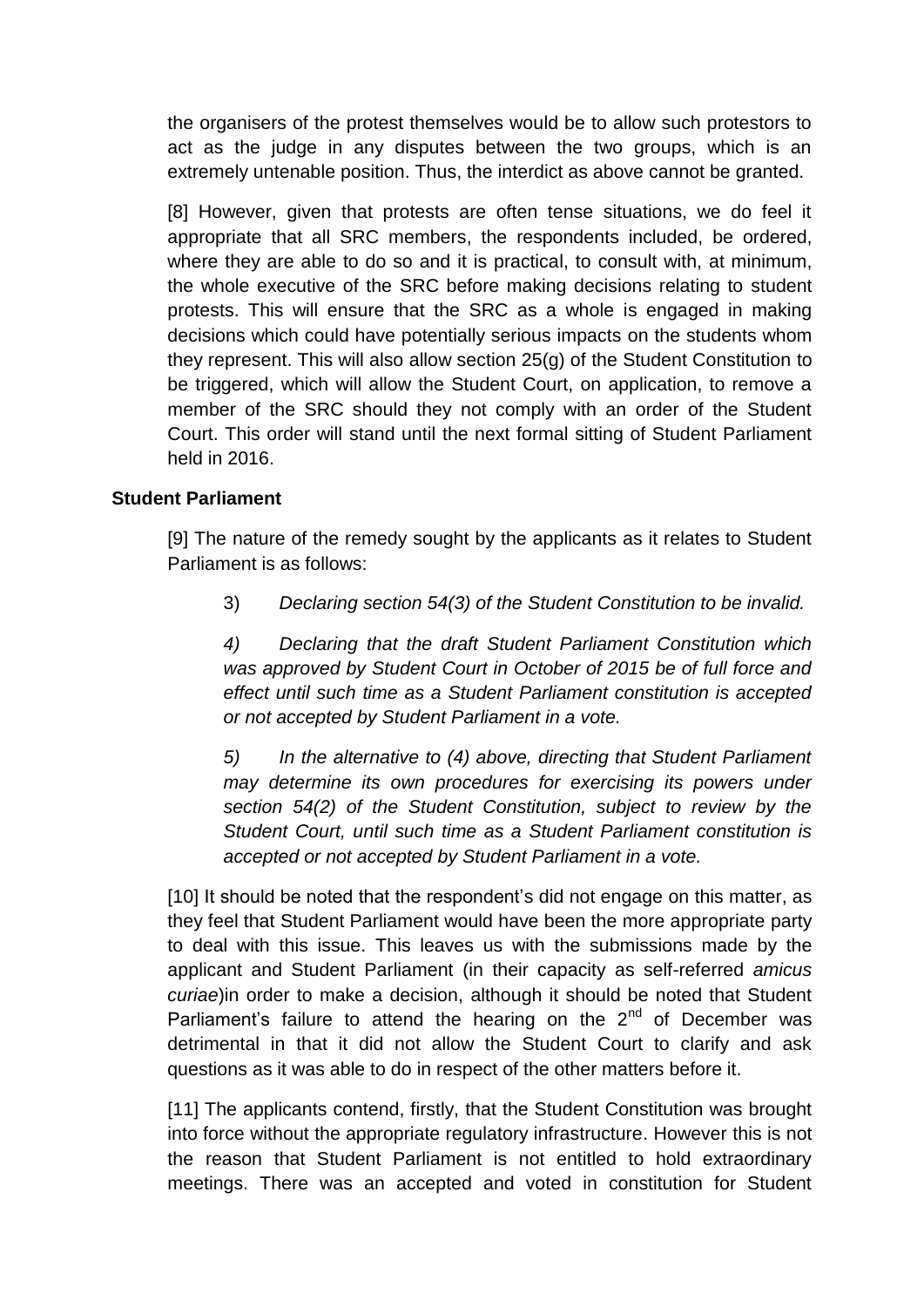the organisers of the protest themselves would be to allow such protestors to act as the judge in any disputes between the two groups, which is an extremely untenable position. Thus, the interdict as above cannot be granted.

[8] However, given that protests are often tense situations, we do feel it appropriate that all SRC members, the respondents included, be ordered, where they are able to do so and it is practical, to consult with, at minimum, the whole executive of the SRC before making decisions relating to student protests. This will ensure that the SRC as a whole is engaged in making decisions which could have potentially serious impacts on the students whom they represent. This will also allow section 25(g) of the Student Constitution to be triggered, which will allow the Student Court, on application, to remove a member of the SRC should they not comply with an order of the Student Court. This order will stand until the next formal sitting of Student Parliament held in 2016.

**Student Parliament**

[9] The nature of the remedy sought by the applicants as it relates to Student Parliament is as follows:

> 3) *Declaring section 54(3) of the Student Constitution to be invalid.*
>
> *4) Declaring that the draft Student Parliament Constitution which was approved by Student Court in October of 2015 be of full force and effect until such time as a Student Parliament constitution is accepted or not accepted by Student Parliament in a vote.*
>
> *5) In the alternative to (4) above, directing that Student Parliament may determine its own procedures for exercising its powers under section 54(2) of the Student Constitution, subject to review by the Student Court, until such time as a Student Parliament constitution is accepted or not accepted by Student Parliament in a vote.*

[10] It should be noted that the respondent's did not engage on this matter, as they feel that Student Parliament would have been the more appropriate party to deal with this issue. This leaves us with the submissions made by the applicant and Student Parliament (in their capacity as self-referred *amicus curiae*)in order to make a decision, although it should be noted that Student Parliament's failure to attend the hearing on the 2nd of December was detrimental in that it did not allow the Student Court to clarify and ask questions as it was able to do in respect of the other matters before it.

[11] The applicants contend, firstly, that the Student Constitution was brought into force without the appropriate regulatory infrastructure. However this is not the reason that Student Parliament is not entitled to hold extraordinary meetings. There was an accepted and voted in constitution for Student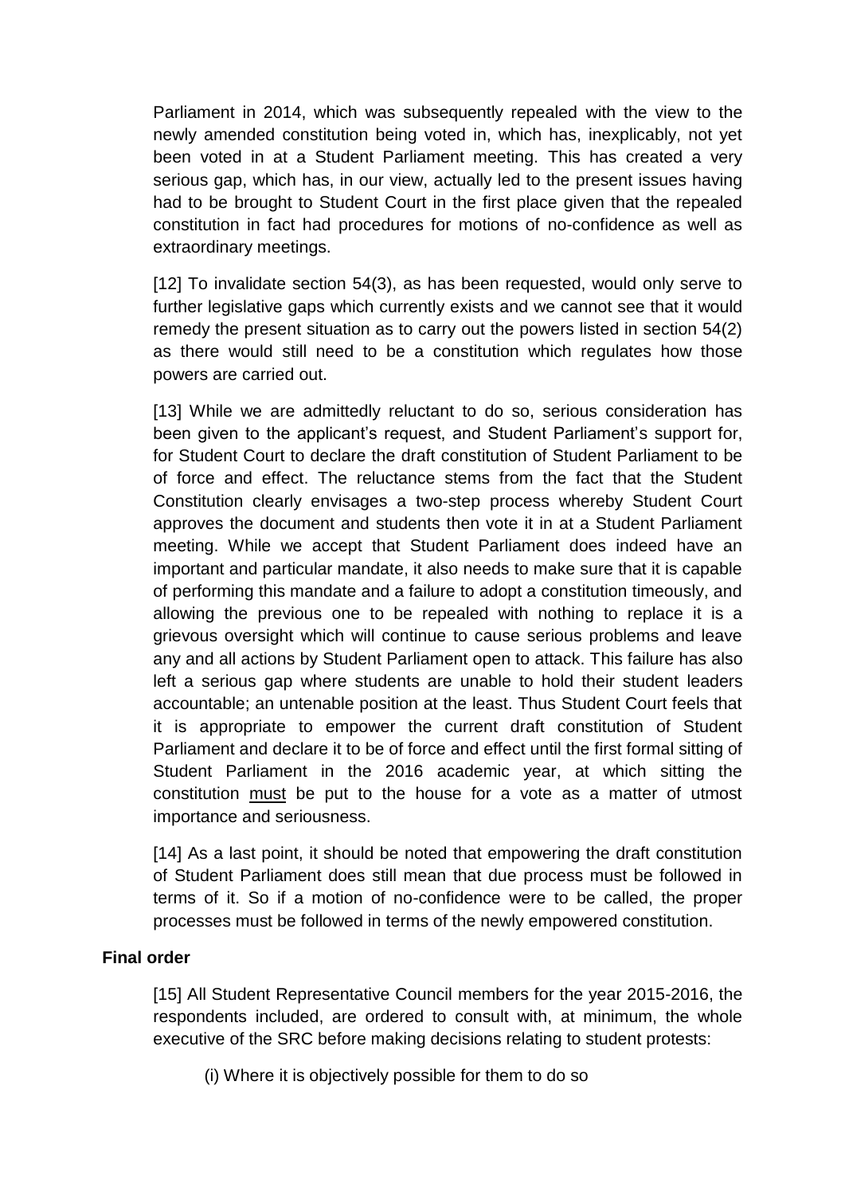Parliament in 2014, which was subsequently repealed with the view to the newly amended constitution being voted in, which has, inexplicably, not yet been voted in at a Student Parliament meeting. This has created a very serious gap, which has, in our view, actually led to the present issues having had to be brought to Student Court in the first place given that the repealed constitution in fact had procedures for motions of no-confidence as well as extraordinary meetings.

[12] To invalidate section 54(3), as has been requested, would only serve to further legislative gaps which currently exists and we cannot see that it would remedy the present situation as to carry out the powers listed in section 54(2) as there would still need to be a constitution which regulates how those powers are carried out.

[13] While we are admittedly reluctant to do so, serious consideration has been given to the applicant's request, and Student Parliament's support for, for Student Court to declare the draft constitution of Student Parliament to be of force and effect. The reluctance stems from the fact that the Student Constitution clearly envisages a two-step process whereby Student Court approves the document and students then vote it in at a Student Parliament meeting. While we accept that Student Parliament does indeed have an important and particular mandate, it also needs to make sure that it is capable of performing this mandate and a failure to adopt a constitution timeously, and allowing the previous one to be repealed with nothing to replace it is a grievous oversight which will continue to cause serious problems and leave any and all actions by Student Parliament open to attack. This failure has also left a serious gap where students are unable to hold their student leaders accountable; an untenable position at the least. Thus Student Court feels that it is appropriate to empower the current draft constitution of Student Parliament and declare it to be of force and effect until the first formal sitting of Student Parliament in the 2016 academic year, at which sitting the constitution must be put to the house for a vote as a matter of utmost importance and seriousness.

[14] As a last point, it should be noted that empowering the draft constitution of Student Parliament does still mean that due process must be followed in terms of it. So if a motion of no-confidence were to be called, the proper processes must be followed in terms of the newly empowered constitution.

**Final order**

[15] All Student Representative Council members for the year 2015-2016, the respondents included, are ordered to consult with, at minimum, the whole executive of the SRC before making decisions relating to student protests:

(i) Where it is objectively possible for them to do so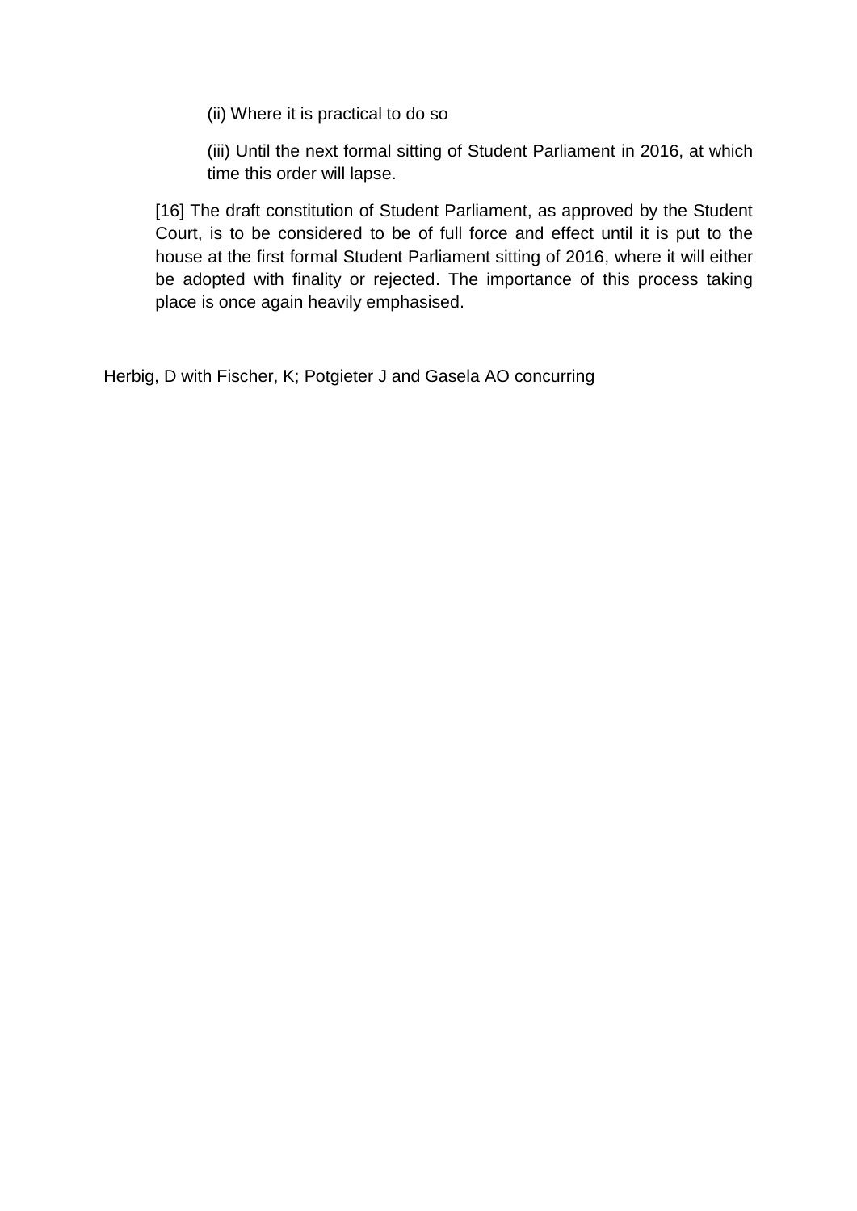(ii) Where it is practical to do so

(iii) Until the next formal sitting of Student Parliament in 2016, at which time this order will lapse.

[16] The draft constitution of Student Parliament, as approved by the Student Court, is to be considered to be of full force and effect until it is put to the house at the first formal Student Parliament sitting of 2016, where it will either be adopted with finality or rejected. The importance of this process taking place is once again heavily emphasised.

Herbig, D with Fischer, K; Potgieter J and Gasela AO concurring